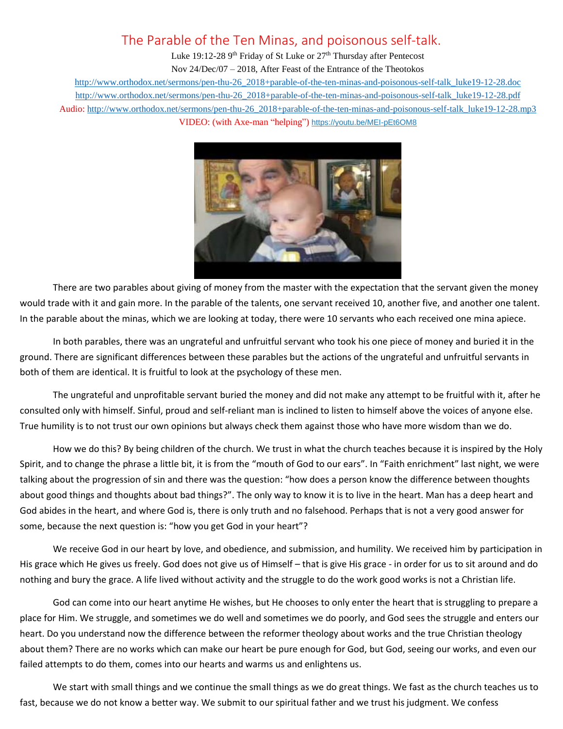# The Parable of the Ten Minas, and poisonous self-talk.

Luke 19:12-28 9th Friday of St Luke or 27th Thursday after Pentecost

Nov 24/Dec/07 – 2018, After Feast of the Entrance of the Theotokos

http://www.orthodox.net/sermons/pen-thu-26_2018+parable-of-the-ten-minas-and-poisonous-self-talk_luke19-12-28.doc

http://www.orthodox.net/sermons/pen-thu-26_2018+parable-of-the-ten-minas-and-poisonous-self-talk_luke19-12-28.pdf

Audio: http://www.orthodox.net/sermons/pen-thu-26_2018+parable-of-the-ten-minas-and-poisonous-self-talk_luke19-12-28.mp3

VIDEO: (with Axe-man "helping") https://youtu.be/MEI-pEt6OM8

There are two parables about giving of money from the master with the expectation that the servant given the money would trade with it and gain more. In the parable of the talents, one servant received 10, another five, and another one talent. In the parable about the minas, which we are looking at today, there were 10 servants who each received one mina apiece.

In both parables, there was an ungrateful and unfruitful servant who took his one piece of money and buried it in the ground. There are significant differences between these parables but the actions of the ungrateful and unfruitful servants in both of them are identical. It is fruitful to look at the psychology of these men.

The ungrateful and unprofitable servant buried the money and did not make any attempt to be fruitful with it, after he consulted only with himself. Sinful, proud and self-reliant man is inclined to listen to himself above the voices of anyone else. True humility is to not trust our own opinions but always check them against those who have more wisdom than we do.

How we do this? By being children of the church. We trust in what the church teaches because it is inspired by the Holy Spirit, and to change the phrase a little bit, it is from the "mouth of God to our ears". In "Faith enrichment" last night, we were talking about the progression of sin and there was the question: "how does a person know the difference between thoughts about good things and thoughts about bad things?". The only way to know it is to live in the heart. Man has a deep heart and God abides in the heart, and where God is, there is only truth and no falsehood. Perhaps that is not a very good answer for some, because the next question is: "how you get God in your heart"?

We receive God in our heart by love, and obedience, and submission, and humility. We received him by participation in His grace which He gives us freely. God does not give us of Himself – that is give His grace - in order for us to sit around and do nothing and bury the grace. A life lived without activity and the struggle to do the work good works is not a Christian life.

God can come into our heart anytime He wishes, but He chooses to only enter the heart that is struggling to prepare a place for Him. We struggle, and sometimes we do well and sometimes we do poorly, and God sees the struggle and enters our heart. Do you understand now the difference between the reformer theology about works and the true Christian theology about them? There are no works which can make our heart be pure enough for God, but God, seeing our works, and even our failed attempts to do them, comes into our hearts and warms us and enlightens us.

We start with small things and we continue the small things as we do great things. We fast as the church teaches us to fast, because we do not know a better way. We submit to our spiritual father and we trust his judgment. We confess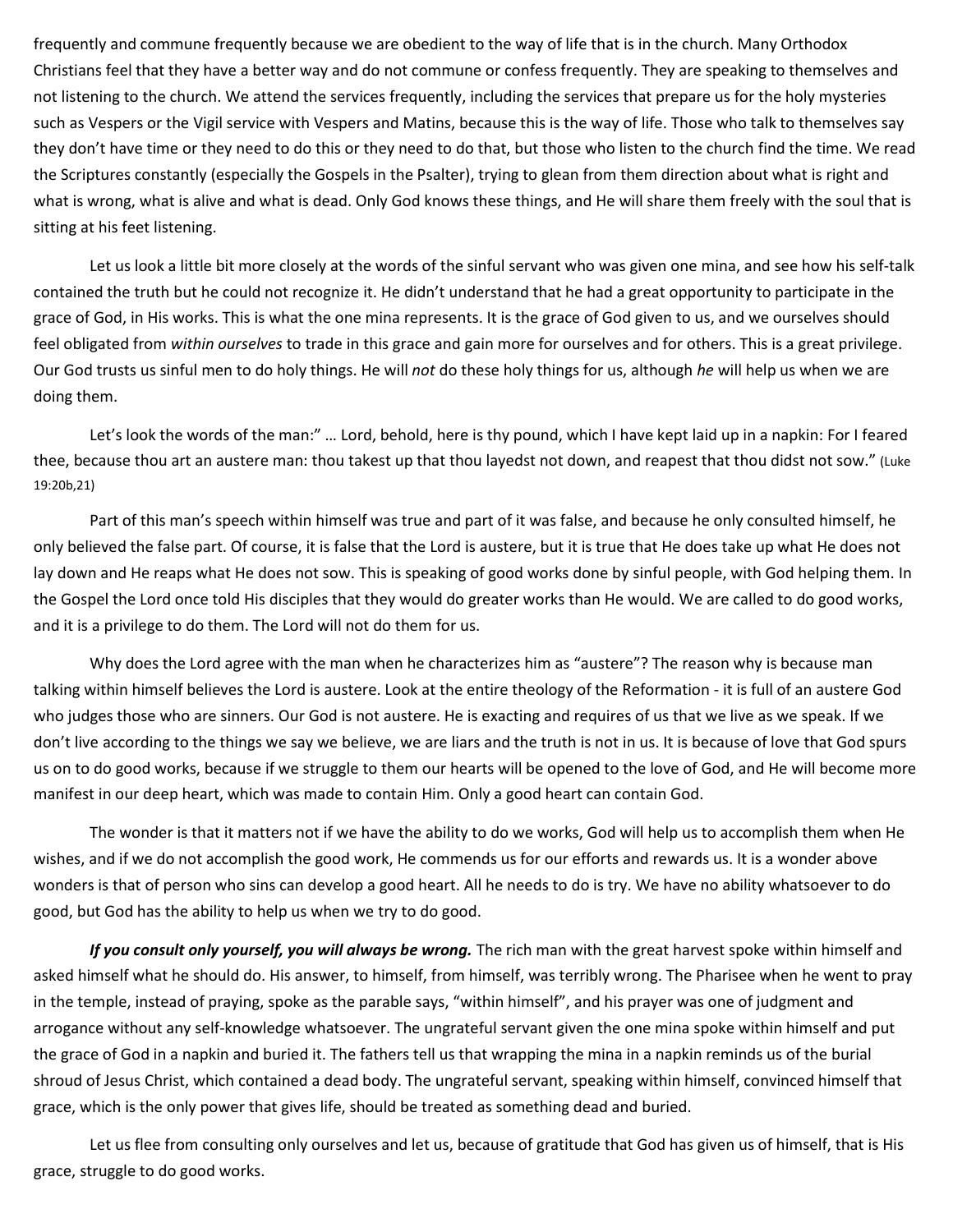frequently and commune frequently because we are obedient to the way of life that is in the church. Many Orthodox Christians feel that they have a better way and do not commune or confess frequently. They are speaking to themselves and not listening to the church. We attend the services frequently, including the services that prepare us for the holy mysteries such as Vespers or the Vigil service with Vespers and Matins, because this is the way of life. Those who talk to themselves say they don't have time or they need to do this or they need to do that, but those who listen to the church find the time. We read the Scriptures constantly (especially the Gospels in the Psalter), trying to glean from them direction about what is right and what is wrong, what is alive and what is dead. Only God knows these things, and He will share them freely with the soul that is sitting at his feet listening.

Let us look a little bit more closely at the words of the sinful servant who was given one mina, and see how his self-talk contained the truth but he could not recognize it. He didn't understand that he had a great opportunity to participate in the grace of God, in His works. This is what the one mina represents. It is the grace of God given to us, and we ourselves should feel obligated from *within ourselves* to trade in this grace and gain more for ourselves and for others. This is a great privilege. Our God trusts us sinful men to do holy things. He will *not* do these holy things for us, although *he* will help us when we are doing them.

Let's look the words of the man:" … Lord, behold, here is thy pound, which I have kept laid up in a napkin: For I feared thee, because thou art an austere man: thou takest up that thou layedst not down, and reapest that thou didst not sow." (Luke 19:20b,21)

Part of this man's speech within himself was true and part of it was false, and because he only consulted himself, he only believed the false part. Of course, it is false that the Lord is austere, but it is true that He does take up what He does not lay down and He reaps what He does not sow. This is speaking of good works done by sinful people, with God helping them. In the Gospel the Lord once told His disciples that they would do greater works than He would. We are called to do good works, and it is a privilege to do them. The Lord will not do them for us.

Why does the Lord agree with the man when he characterizes him as "austere"? The reason why is because man talking within himself believes the Lord is austere. Look at the entire theology of the Reformation - it is full of an austere God who judges those who are sinners. Our God is not austere. He is exacting and requires of us that we live as we speak. If we don't live according to the things we say we believe, we are liars and the truth is not in us. It is because of love that God spurs us on to do good works, because if we struggle to them our hearts will be opened to the love of God, and He will become more manifest in our deep heart, which was made to contain Him. Only a good heart can contain God.

The wonder is that it matters not if we have the ability to do we works, God will help us to accomplish them when He wishes, and if we do not accomplish the good work, He commends us for our efforts and rewards us. It is a wonder above wonders is that of person who sins can develop a good heart. All he needs to do is try. We have no ability whatsoever to do good, but God has the ability to help us when we try to do good.

***If you consult only yourself, you will always be wrong.*** The rich man with the great harvest spoke within himself and asked himself what he should do. His answer, to himself, from himself, was terribly wrong. The Pharisee when he went to pray in the temple, instead of praying, spoke as the parable says, "within himself", and his prayer was one of judgment and arrogance without any self-knowledge whatsoever. The ungrateful servant given the one mina spoke within himself and put the grace of God in a napkin and buried it. The fathers tell us that wrapping the mina in a napkin reminds us of the burial shroud of Jesus Christ, which contained a dead body. The ungrateful servant, speaking within himself, convinced himself that grace, which is the only power that gives life, should be treated as something dead and buried.

Let us flee from consulting only ourselves and let us, because of gratitude that God has given us of himself, that is His grace, struggle to do good works.